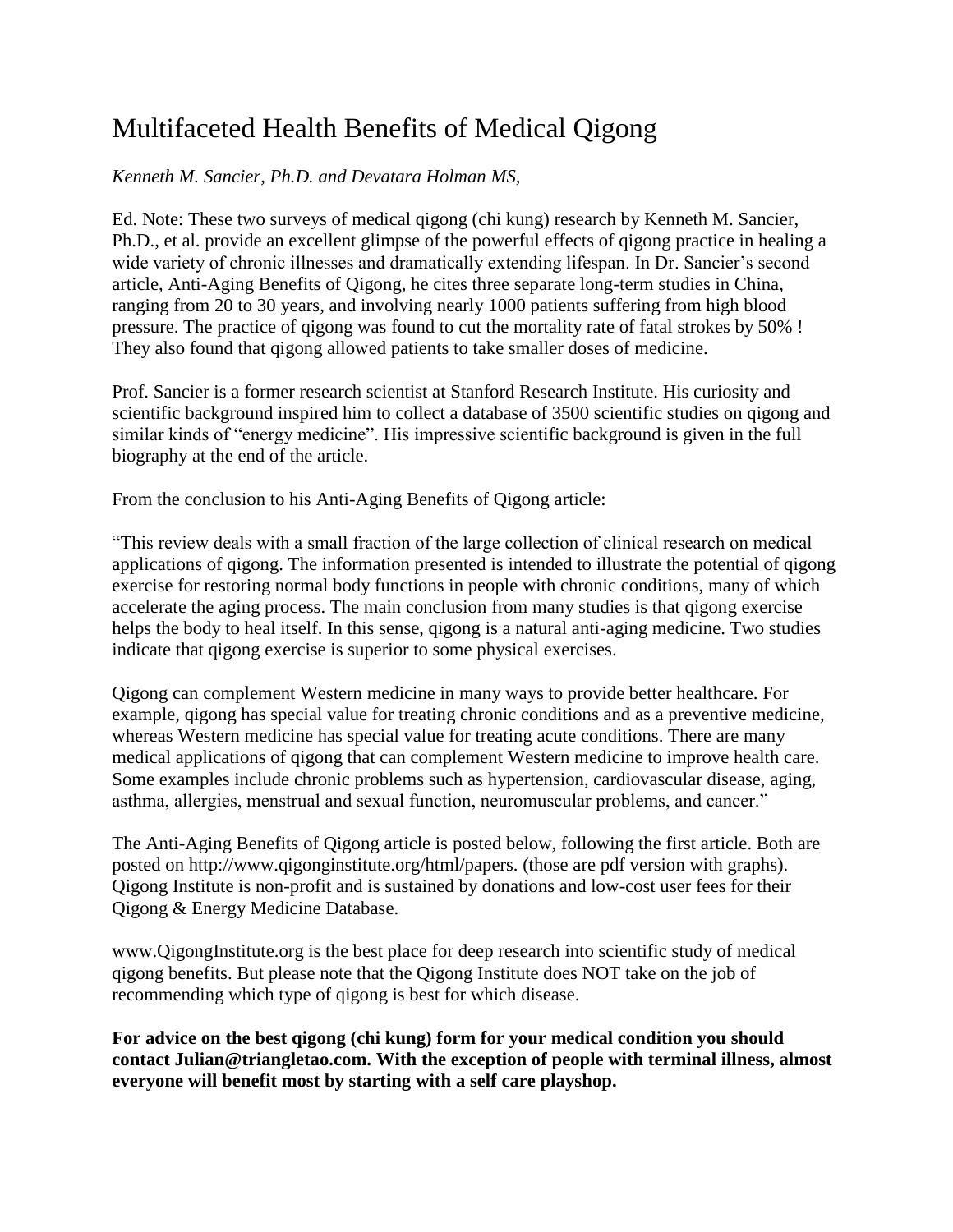# Multifaceted Health Benefits of Medical Qigong

*Kenneth M. Sancier, Ph.D. and Devatara Holman MS,*

Ed. Note: These two surveys of medical qigong (chi kung) research by Kenneth M. Sancier, Ph.D., et al. provide an excellent glimpse of the powerful effects of qigong practice in healing a wide variety of chronic illnesses and dramatically extending lifespan. In Dr. Sancier's second article, Anti-Aging Benefits of Qigong, he cites three separate long-term studies in China, ranging from 20 to 30 years, and involving nearly 1000 patients suffering from high blood pressure. The practice of qigong was found to cut the mortality rate of fatal strokes by 50% ! They also found that qigong allowed patients to take smaller doses of medicine.

Prof. Sancier is a former research scientist at Stanford Research Institute. His curiosity and scientific background inspired him to collect a database of 3500 scientific studies on qigong and similar kinds of "energy medicine". His impressive scientific background is given in the full biography at the end of the article.

From the conclusion to his Anti-Aging Benefits of Qigong article:

"This review deals with a small fraction of the large collection of clinical research on medical applications of qigong. The information presented is intended to illustrate the potential of qigong exercise for restoring normal body functions in people with chronic conditions, many of which accelerate the aging process. The main conclusion from many studies is that qigong exercise helps the body to heal itself. In this sense, qigong is a natural anti-aging medicine. Two studies indicate that qigong exercise is superior to some physical exercises.

Qigong can complement Western medicine in many ways to provide better healthcare. For example, qigong has special value for treating chronic conditions and as a preventive medicine, whereas Western medicine has special value for treating acute conditions. There are many medical applications of qigong that can complement Western medicine to improve health care. Some examples include chronic problems such as hypertension, cardiovascular disease, aging, asthma, allergies, menstrual and sexual function, neuromuscular problems, and cancer."

The Anti-Aging Benefits of Qigong article is posted below, following the first article. Both are posted on http://www.qigonginstitute.org/html/papers. (those are pdf version with graphs). Qigong Institute is non-profit and is sustained by donations and low-cost user fees for their Qigong & Energy Medicine Database.

www.QigongInstitute.org is the best place for deep research into scientific study of medical qigong benefits. But please note that the Qigong Institute does NOT take on the job of recommending which type of qigong is best for which disease.

**For advice on the best qigong (chi kung) form for your medical condition you should contact Julian@triangletao.com. With the exception of people with terminal illness, almost everyone will benefit most by starting with a self care playshop.**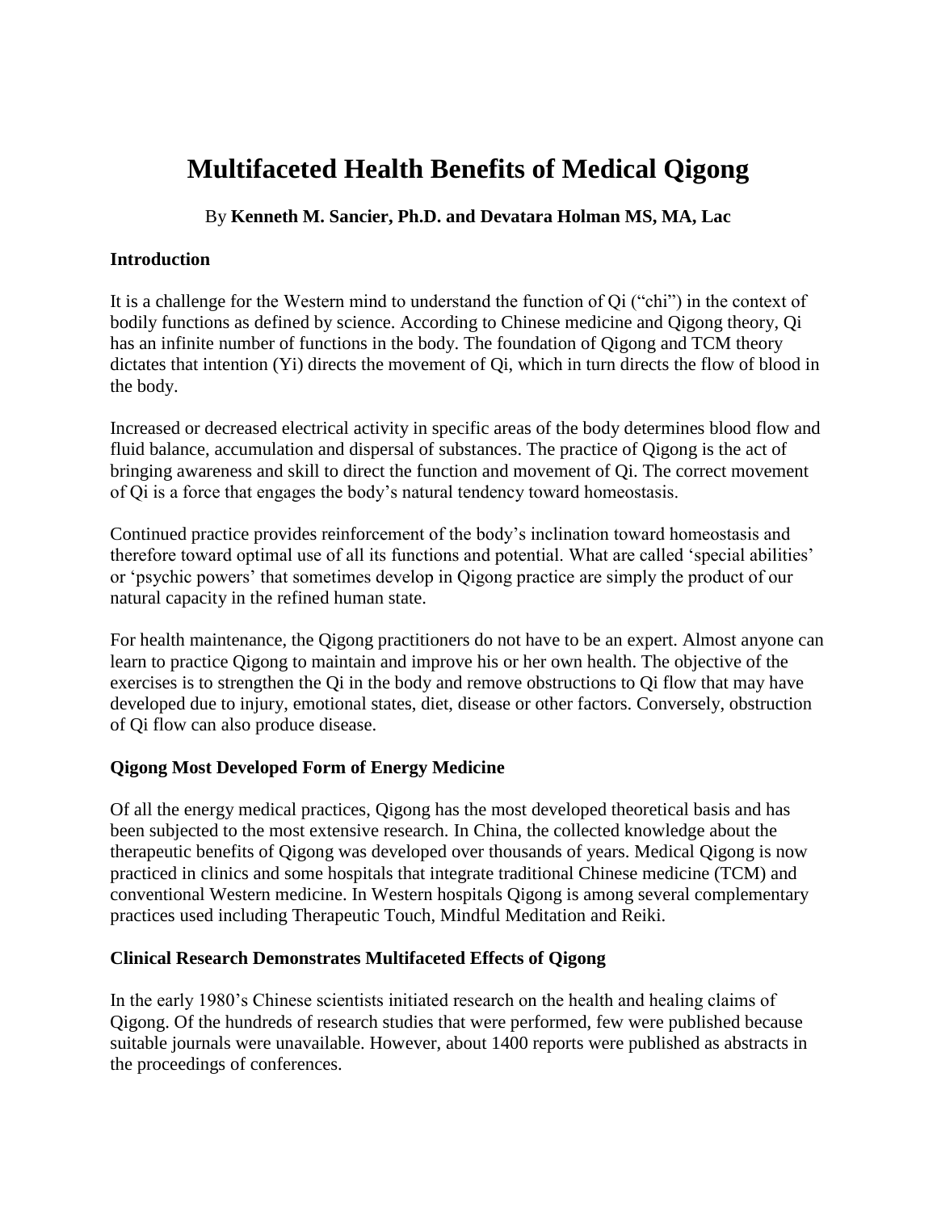# Multifaceted Health Benefits of Medical Qigong

By **Kenneth M. Sancier, Ph.D. and Devatara Holman MS, MA, Lac**

### Introduction

It is a challenge for the Western mind to understand the function of Qi ("chi") in the context of bodily functions as defined by science. According to Chinese medicine and Qigong theory, Qi has an infinite number of functions in the body. The foundation of Qigong and TCM theory dictates that intention (Yi) directs the movement of Qi, which in turn directs the flow of blood in the body.

Increased or decreased electrical activity in specific areas of the body determines blood flow and fluid balance, accumulation and dispersal of substances. The practice of Qigong is the act of bringing awareness and skill to direct the function and movement of Qi. The correct movement of Qi is a force that engages the body's natural tendency toward homeostasis.

Continued practice provides reinforcement of the body's inclination toward homeostasis and therefore toward optimal use of all its functions and potential. What are called 'special abilities' or 'psychic powers' that sometimes develop in Qigong practice are simply the product of our natural capacity in the refined human state.

For health maintenance, the Qigong practitioners do not have to be an expert. Almost anyone can learn to practice Qigong to maintain and improve his or her own health. The objective of the exercises is to strengthen the Qi in the body and remove obstructions to Qi flow that may have developed due to injury, emotional states, diet, disease or other factors. Conversely, obstruction of Qi flow can also produce disease.

### Qigong Most Developed Form of Energy Medicine

Of all the energy medical practices, Qigong has the most developed theoretical basis and has been subjected to the most extensive research. In China, the collected knowledge about the therapeutic benefits of Qigong was developed over thousands of years. Medical Qigong is now practiced in clinics and some hospitals that integrate traditional Chinese medicine (TCM) and conventional Western medicine. In Western hospitals Qigong is among several complementary practices used including Therapeutic Touch, Mindful Meditation and Reiki.

### Clinical Research Demonstrates Multifaceted Effects of Qigong

In the early 1980's Chinese scientists initiated research on the health and healing claims of Qigong. Of the hundreds of research studies that were performed, few were published because suitable journals were unavailable. However, about 1400 reports were published as abstracts in the proceedings of conferences.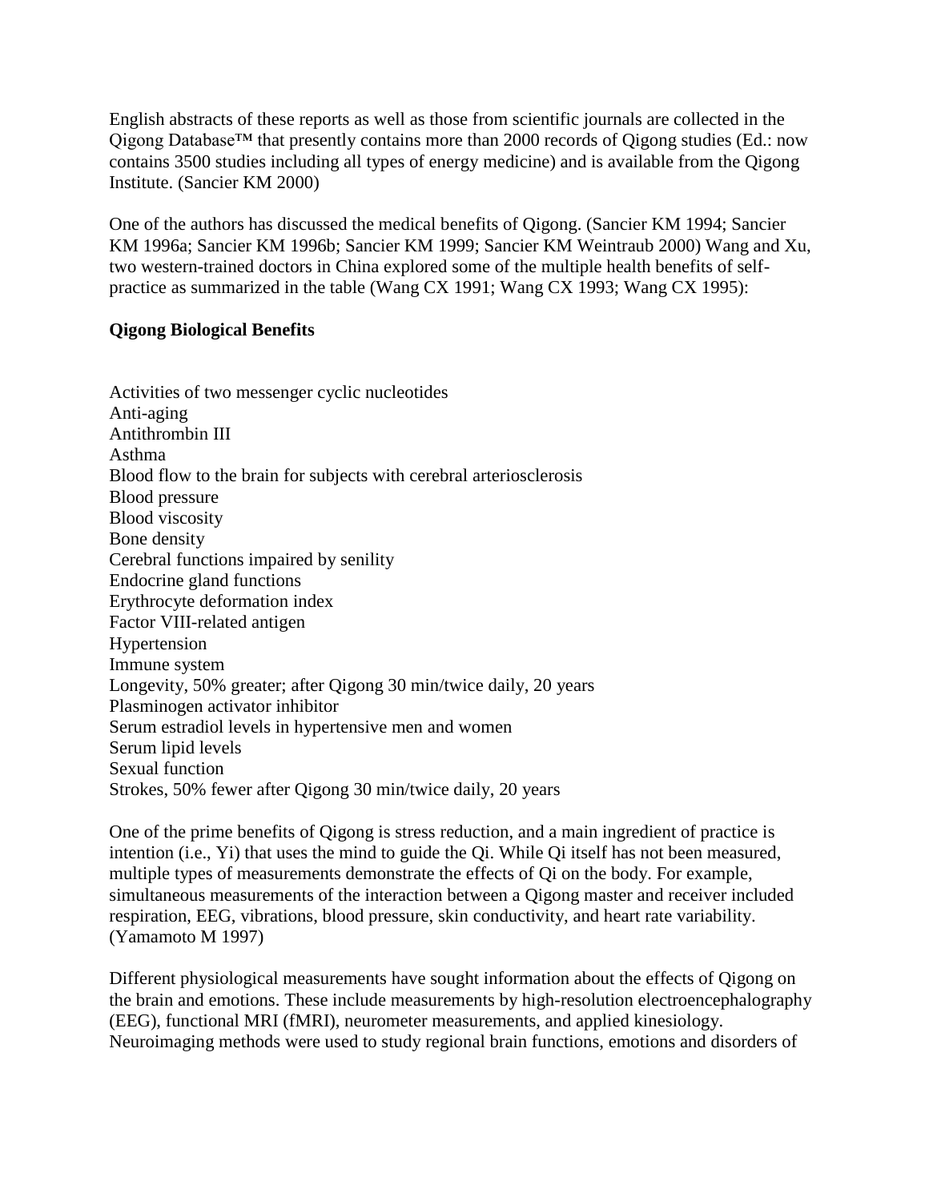English abstracts of these reports as well as those from scientific journals are collected in the Qigong Database™ that presently contains more than 2000 records of Qigong studies (Ed.: now contains 3500 studies including all types of energy medicine) and is available from the Qigong Institute. (Sancier KM 2000)

One of the authors has discussed the medical benefits of Qigong. (Sancier KM 1994; Sancier KM 1996a; Sancier KM 1996b; Sancier KM 1999; Sancier KM Weintraub 2000) Wang and Xu, two western-trained doctors in China explored some of the multiple health benefits of self-practice as summarized in the table (Wang CX 1991; Wang CX 1993; Wang CX 1995):

**Qigong Biological Benefits**

Activities of two messenger cyclic nucleotides
Anti-aging
Antithrombin III
Asthma
Blood flow to the brain for subjects with cerebral arteriosclerosis
Blood pressure
Blood viscosity
Bone density
Cerebral functions impaired by senility
Endocrine gland functions
Erythrocyte deformation index
Factor VIII-related antigen
Hypertension
Immune system
Longevity, 50% greater; after Qigong 30 min/twice daily, 20 years
Plasminogen activator inhibitor
Serum estradiol levels in hypertensive men and women
Serum lipid levels
Sexual function
Strokes, 50% fewer after Qigong 30 min/twice daily, 20 years

One of the prime benefits of Qigong is stress reduction, and a main ingredient of practice is intention (i.e., Yi) that uses the mind to guide the Qi. While Qi itself has not been measured, multiple types of measurements demonstrate the effects of Qi on the body. For example, simultaneous measurements of the interaction between a Qigong master and receiver included respiration, EEG, vibrations, blood pressure, skin conductivity, and heart rate variability. (Yamamoto M 1997)

Different physiological measurements have sought information about the effects of Qigong on the brain and emotions. These include measurements by high-resolution electroencephalography (EEG), functional MRI (fMRI), neurometer measurements, and applied kinesiology. Neuroimaging methods were used to study regional brain functions, emotions and disorders of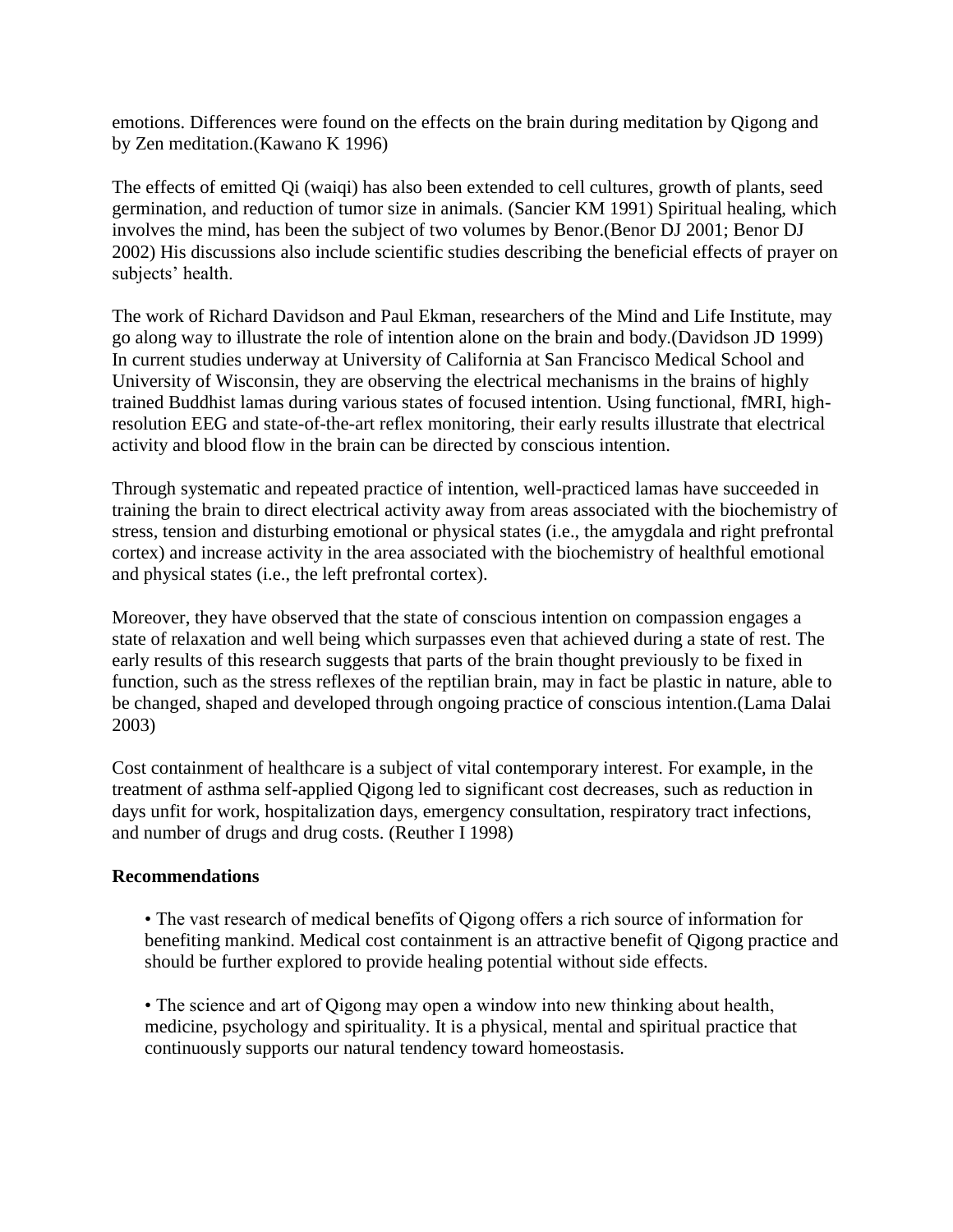emotions. Differences were found on the effects on the brain during meditation by Qigong and by Zen meditation.(Kawano K 1996)

The effects of emitted Qi (waiqi) has also been extended to cell cultures, growth of plants, seed germination, and reduction of tumor size in animals. (Sancier KM 1991) Spiritual healing, which involves the mind, has been the subject of two volumes by Benor.(Benor DJ 2001; Benor DJ 2002) His discussions also include scientific studies describing the beneficial effects of prayer on subjects' health.

The work of Richard Davidson and Paul Ekman, researchers of the Mind and Life Institute, may go along way to illustrate the role of intention alone on the brain and body.(Davidson JD 1999) In current studies underway at University of California at San Francisco Medical School and University of Wisconsin, they are observing the electrical mechanisms in the brains of highly trained Buddhist lamas during various states of focused intention. Using functional, fMRI, high-resolution EEG and state-of-the-art reflex monitoring, their early results illustrate that electrical activity and blood flow in the brain can be directed by conscious intention.

Through systematic and repeated practice of intention, well-practiced lamas have succeeded in training the brain to direct electrical activity away from areas associated with the biochemistry of stress, tension and disturbing emotional or physical states (i.e., the amygdala and right prefrontal cortex) and increase activity in the area associated with the biochemistry of healthful emotional and physical states (i.e., the left prefrontal cortex).

Moreover, they have observed that the state of conscious intention on compassion engages a state of relaxation and well being which surpasses even that achieved during a state of rest. The early results of this research suggests that parts of the brain thought previously to be fixed in function, such as the stress reflexes of the reptilian brain, may in fact be plastic in nature, able to be changed, shaped and developed through ongoing practice of conscious intention.(Lama Dalai 2003)

Cost containment of healthcare is a subject of vital contemporary interest. For example, in the treatment of asthma self-applied Qigong led to significant cost decreases, such as reduction in days unfit for work, hospitalization days, emergency consultation, respiratory tract infections, and number of drugs and drug costs. (Reuther I 1998)

**Recommendations**

- The vast research of medical benefits of Qigong offers a rich source of information for benefiting mankind. Medical cost containment is an attractive benefit of Qigong practice and should be further explored to provide healing potential without side effects.

- The science and art of Qigong may open a window into new thinking about health, medicine, psychology and spirituality. It is a physical, mental and spiritual practice that continuously supports our natural tendency toward homeostasis.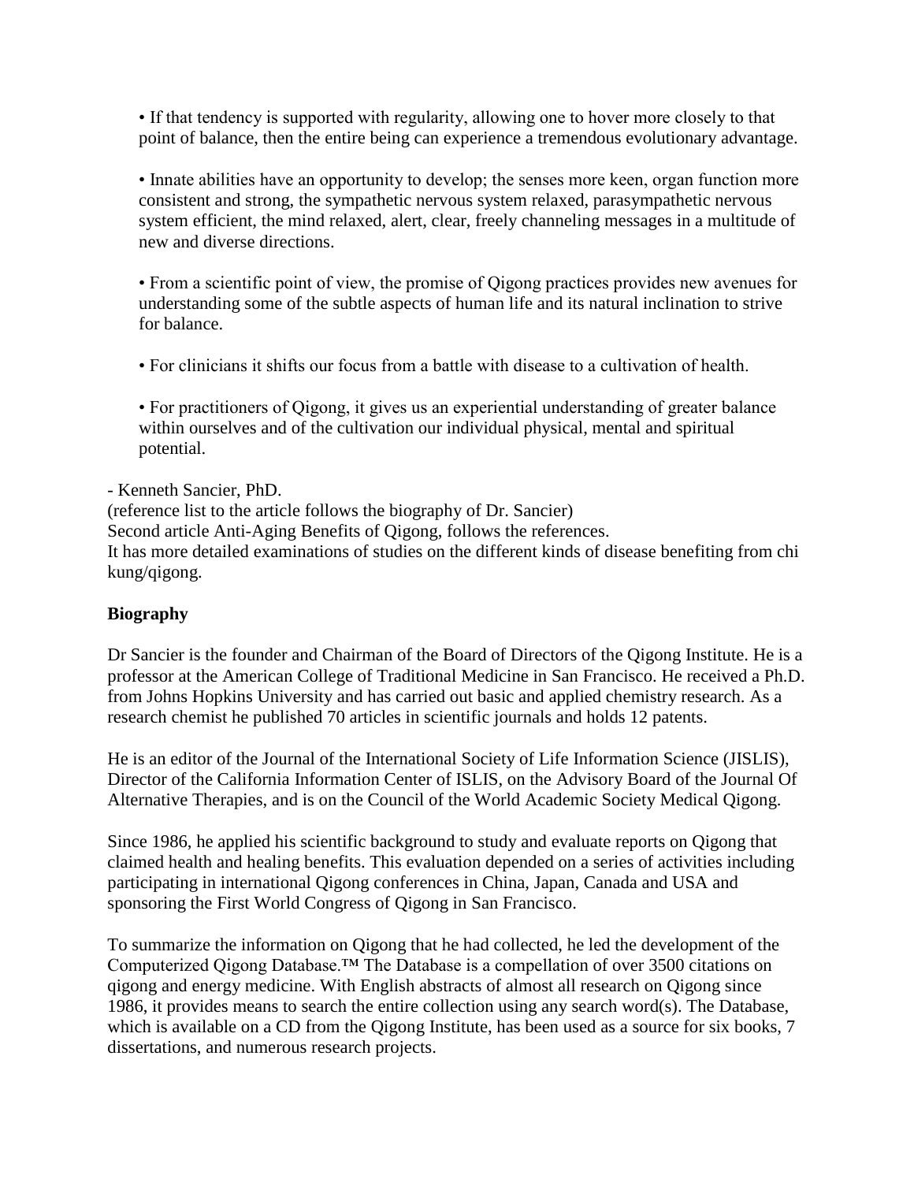- If that tendency is supported with regularity, allowing one to hover more closely to that point of balance, then the entire being can experience a tremendous evolutionary advantage.

- Innate abilities have an opportunity to develop; the senses more keen, organ function more consistent and strong, the sympathetic nervous system relaxed, parasympathetic nervous system efficient, the mind relaxed, alert, clear, freely channeling messages in a multitude of new and diverse directions.

- From a scientific point of view, the promise of Qigong practices provides new avenues for understanding some of the subtle aspects of human life and its natural inclination to strive for balance.

- For clinicians it shifts our focus from a battle with disease to a cultivation of health.

- For practitioners of Qigong, it gives us an experiential understanding of greater balance within ourselves and of the cultivation our individual physical, mental and spiritual potential.

- Kenneth Sancier, PhD.
(reference list to the article follows the biography of Dr. Sancier)
Second article Anti-Aging Benefits of Qigong, follows the references.
It has more detailed examinations of studies on the different kinds of disease benefiting from chi kung/qigong.

**Biography**

Dr Sancier is the founder and Chairman of the Board of Directors of the Qigong Institute. He is a professor at the American College of Traditional Medicine in San Francisco. He received a Ph.D. from Johns Hopkins University and has carried out basic and applied chemistry research. As a research chemist he published 70 articles in scientific journals and holds 12 patents.

He is an editor of the Journal of the International Society of Life Information Science (JISLIS), Director of the California Information Center of ISLIS, on the Advisory Board of the Journal Of Alternative Therapies, and is on the Council of the World Academic Society Medical Qigong.

Since 1986, he applied his scientific background to study and evaluate reports on Qigong that claimed health and healing benefits. This evaluation depended on a series of activities including participating in international Qigong conferences in China, Japan, Canada and USA and sponsoring the First World Congress of Qigong in San Francisco.

To summarize the information on Qigong that he had collected, he led the development of the Computerized Qigong Database.™ The Database is a compellation of over 3500 citations on qigong and energy medicine. With English abstracts of almost all research on Qigong since 1986, it provides means to search the entire collection using any search word(s). The Database, which is available on a CD from the Qigong Institute, has been used as a source for six books, 7 dissertations, and numerous research projects.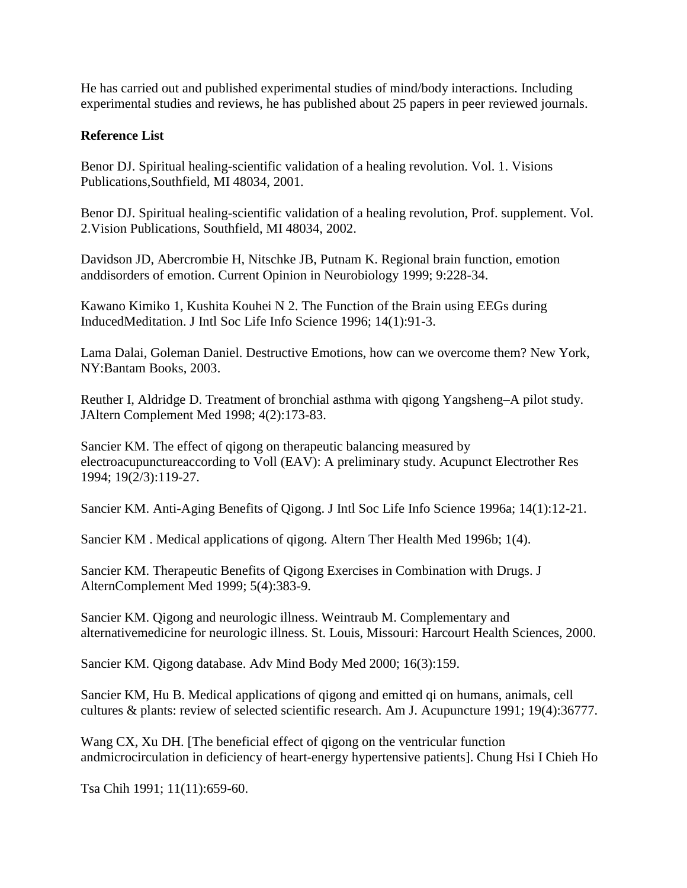He has carried out and published experimental studies of mind/body interactions. Including experimental studies and reviews, he has published about 25 papers in peer reviewed journals.

**Reference List**

Benor DJ. Spiritual healing-scientific validation of a healing revolution. Vol. 1. Visions Publications,Southfield, MI 48034, 2001.

Benor DJ. Spiritual healing-scientific validation of a healing revolution, Prof. supplement. Vol. 2.Vision Publications, Southfield, MI 48034, 2002.

Davidson JD, Abercrombie H, Nitschke JB, Putnam K. Regional brain function, emotion anddisorders of emotion. Current Opinion in Neurobiology 1999; 9:228-34.

Kawano Kimiko 1, Kushita Kouhei N 2. The Function of the Brain using EEGs during InducedMeditation. J Intl Soc Life Info Science 1996; 14(1):91-3.

Lama Dalai, Goleman Daniel. Destructive Emotions, how can we overcome them? New York, NY:Bantam Books, 2003.

Reuther I, Aldridge D. Treatment of bronchial asthma with qigong Yangsheng–A pilot study. JAltern Complement Med 1998; 4(2):173-83.

Sancier KM. The effect of qigong on therapeutic balancing measured by electroacupunctureaccording to Voll (EAV): A preliminary study. Acupunct Electrother Res 1994; 19(2/3):119-27.

Sancier KM. Anti-Aging Benefits of Qigong. J Intl Soc Life Info Science 1996a; 14(1):12-21.

Sancier KM . Medical applications of qigong. Altern Ther Health Med 1996b; 1(4).

Sancier KM. Therapeutic Benefits of Qigong Exercises in Combination with Drugs. J AlternComplement Med 1999; 5(4):383-9.

Sancier KM. Qigong and neurologic illness. Weintraub M. Complementary and alternativemedicine for neurologic illness. St. Louis, Missouri: Harcourt Health Sciences, 2000.

Sancier KM. Qigong database. Adv Mind Body Med 2000; 16(3):159.

Sancier KM, Hu B. Medical applications of qigong and emitted qi on humans, animals, cell cultures & plants: review of selected scientific research. Am J. Acupuncture 1991; 19(4):36777.

Wang CX, Xu DH. [The beneficial effect of qigong on the ventricular function andmicrocirculation in deficiency of heart-energy hypertensive patients]. Chung Hsi I Chieh Ho

Tsa Chih 1991; 11(11):659-60.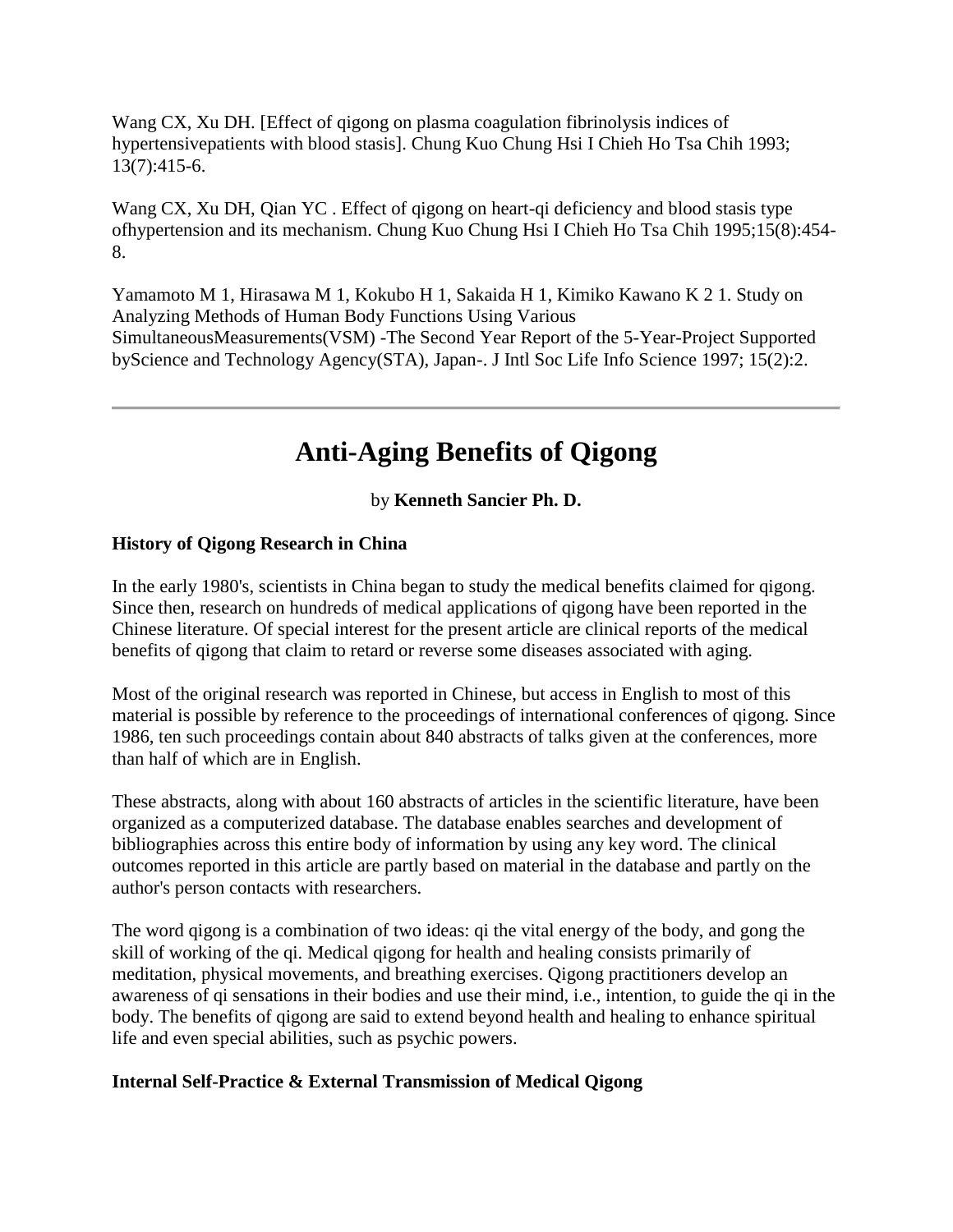Wang CX, Xu DH. [Effect of qigong on plasma coagulation fibrinolysis indices of hypertensivepatients with blood stasis]. Chung Kuo Chung Hsi I Chieh Ho Tsa Chih 1993; 13(7):415-6.

Wang CX, Xu DH, Qian YC . Effect of qigong on heart-qi deficiency and blood stasis type ofhypertension and its mechanism. Chung Kuo Chung Hsi I Chieh Ho Tsa Chih 1995;15(8):454-8.

Yamamoto M 1, Hirasawa M 1, Kokubo H 1, Sakaida H 1, Kimiko Kawano K 2 1. Study on Analyzing Methods of Human Body Functions Using Various SimultaneousMeasurements(VSM) -The Second Year Report of the 5-Year-Project Supported byScience and Technology Agency(STA), Japan-. J Intl Soc Life Info Science 1997; 15(2):2.

---

# Anti-Aging Benefits of Qigong

by **Kenneth Sancier Ph. D.**

**History of Qigong Research in China**

In the early 1980's, scientists in China began to study the medical benefits claimed for qigong. Since then, research on hundreds of medical applications of qigong have been reported in the Chinese literature. Of special interest for the present article are clinical reports of the medical benefits of qigong that claim to retard or reverse some diseases associated with aging.

Most of the original research was reported in Chinese, but access in English to most of this material is possible by reference to the proceedings of international conferences of qigong. Since 1986, ten such proceedings contain about 840 abstracts of talks given at the conferences, more than half of which are in English.

These abstracts, along with about 160 abstracts of articles in the scientific literature, have been organized as a computerized database. The database enables searches and development of bibliographies across this entire body of information by using any key word. The clinical outcomes reported in this article are partly based on material in the database and partly on the author's person contacts with researchers.

The word qigong is a combination of two ideas: qi the vital energy of the body, and gong the skill of working of the qi. Medical qigong for health and healing consists primarily of meditation, physical movements, and breathing exercises. Qigong practitioners develop an awareness of qi sensations in their bodies and use their mind, i.e., intention, to guide the qi in the body. The benefits of qigong are said to extend beyond health and healing to enhance spiritual life and even special abilities, such as psychic powers.

**Internal Self-Practice & External Transmission of Medical Qigong**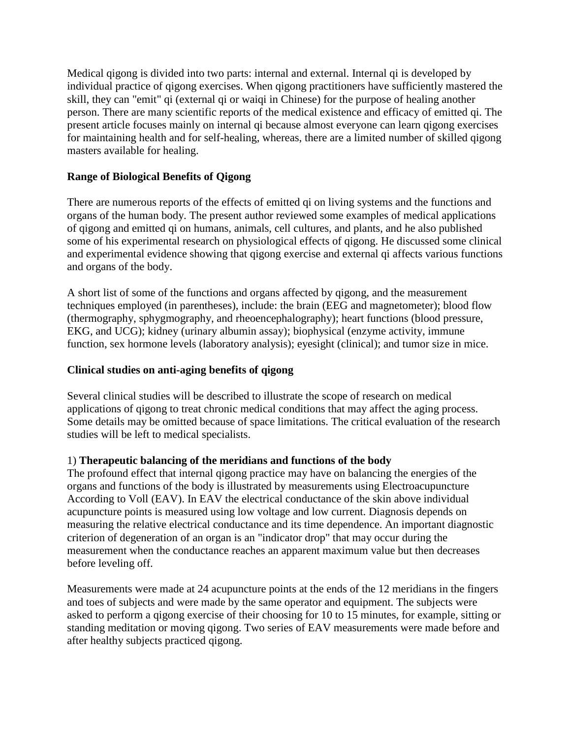Medical qigong is divided into two parts: internal and external. Internal qi is developed by individual practice of qigong exercises. When qigong practitioners have sufficiently mastered the skill, they can "emit" qi (external qi or waiqi in Chinese) for the purpose of healing another person. There are many scientific reports of the medical existence and efficacy of emitted qi. The present article focuses mainly on internal qi because almost everyone can learn qigong exercises for maintaining health and for self-healing, whereas, there are a limited number of skilled qigong masters available for healing.

**Range of Biological Benefits of Qigong**

There are numerous reports of the effects of emitted qi on living systems and the functions and organs of the human body. The present author reviewed some examples of medical applications of qigong and emitted qi on humans, animals, cell cultures, and plants, and he also published some of his experimental research on physiological effects of qigong. He discussed some clinical and experimental evidence showing that qigong exercise and external qi affects various functions and organs of the body.

A short list of some of the functions and organs affected by qigong, and the measurement techniques employed (in parentheses), include: the brain (EEG and magnetometer); blood flow (thermography, sphygmography, and rheoencephalography); heart functions (blood pressure, EKG, and UCG); kidney (urinary albumin assay); biophysical (enzyme activity, immune function, sex hormone levels (laboratory analysis); eyesight (clinical); and tumor size in mice.

**Clinical studies on anti-aging benefits of qigong**

Several clinical studies will be described to illustrate the scope of research on medical applications of qigong to treat chronic medical conditions that may affect the aging process. Some details may be omitted because of space limitations. The critical evaluation of the research studies will be left to medical specialists.

1) **Therapeutic balancing of the meridians and functions of the body**
The profound effect that internal qigong practice may have on balancing the energies of the organs and functions of the body is illustrated by measurements using Electroacupuncture According to Voll (EAV). In EAV the electrical conductance of the skin above individual acupuncture points is measured using low voltage and low current. Diagnosis depends on measuring the relative electrical conductance and its time dependence. An important diagnostic criterion of degeneration of an organ is an "indicator drop" that may occur during the measurement when the conductance reaches an apparent maximum value but then decreases before leveling off.

Measurements were made at 24 acupuncture points at the ends of the 12 meridians in the fingers and toes of subjects and were made by the same operator and equipment. The subjects were asked to perform a qigong exercise of their choosing for 10 to 15 minutes, for example, sitting or standing meditation or moving qigong. Two series of EAV measurements were made before and after healthy subjects practiced qigong.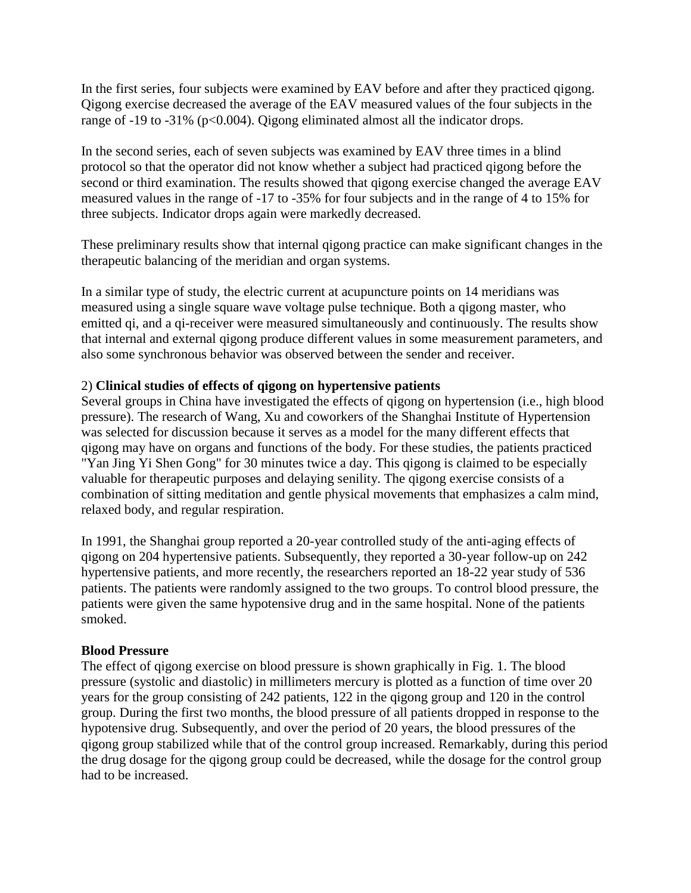In the first series, four subjects were examined by EAV before and after they practiced qigong. Qigong exercise decreased the average of the EAV measured values of the four subjects in the range of -19 to -31% ($p<0.004$). Qigong eliminated almost all the indicator drops.

In the second series, each of seven subjects was examined by EAV three times in a blind protocol so that the operator did not know whether a subject had practiced qigong before the second or third examination. The results showed that qigong exercise changed the average EAV measured values in the range of -17 to -35% for four subjects and in the range of 4 to 15% for three subjects. Indicator drops again were markedly decreased.

These preliminary results show that internal qigong practice can make significant changes in the therapeutic balancing of the meridian and organ systems.

In a similar type of study, the electric current at acupuncture points on 14 meridians was measured using a single square wave voltage pulse technique. Both a qigong master, who emitted qi, and a qi-receiver were measured simultaneously and continuously. The results show that internal and external qigong produce different values in some measurement parameters, and also some synchronous behavior was observed between the sender and receiver.

2) **Clinical studies of effects of qigong on hypertensive patients**

Several groups in China have investigated the effects of qigong on hypertension (i.e., high blood pressure). The research of Wang, Xu and coworkers of the Shanghai Institute of Hypertension was selected for discussion because it serves as a model for the many different effects that qigong may have on organs and functions of the body. For these studies, the patients practiced "Yan Jing Yi Shen Gong" for 30 minutes twice a day. This qigong is claimed to be especially valuable for therapeutic purposes and delaying senility. The qigong exercise consists of a combination of sitting meditation and gentle physical movements that emphasizes a calm mind, relaxed body, and regular respiration.

In 1991, the Shanghai group reported a 20-year controlled study of the anti-aging effects of qigong on 204 hypertensive patients. Subsequently, they reported a 30-year follow-up on 242 hypertensive patients, and more recently, the researchers reported an 18-22 year study of 536 patients. The patients were randomly assigned to the two groups. To control blood pressure, the patients were given the same hypotensive drug and in the same hospital. None of the patients smoked.

**Blood Pressure**

The effect of qigong exercise on blood pressure is shown graphically in Fig. 1. The blood pressure (systolic and diastolic) in millimeters mercury is plotted as a function of time over 20 years for the group consisting of 242 patients, 122 in the qigong group and 120 in the control group. During the first two months, the blood pressure of all patients dropped in response to the hypotensive drug. Subsequently, and over the period of 20 years, the blood pressures of the qigong group stabilized while that of the control group increased. Remarkably, during this period the drug dosage for the qigong group could be decreased, while the dosage for the control group had to be increased.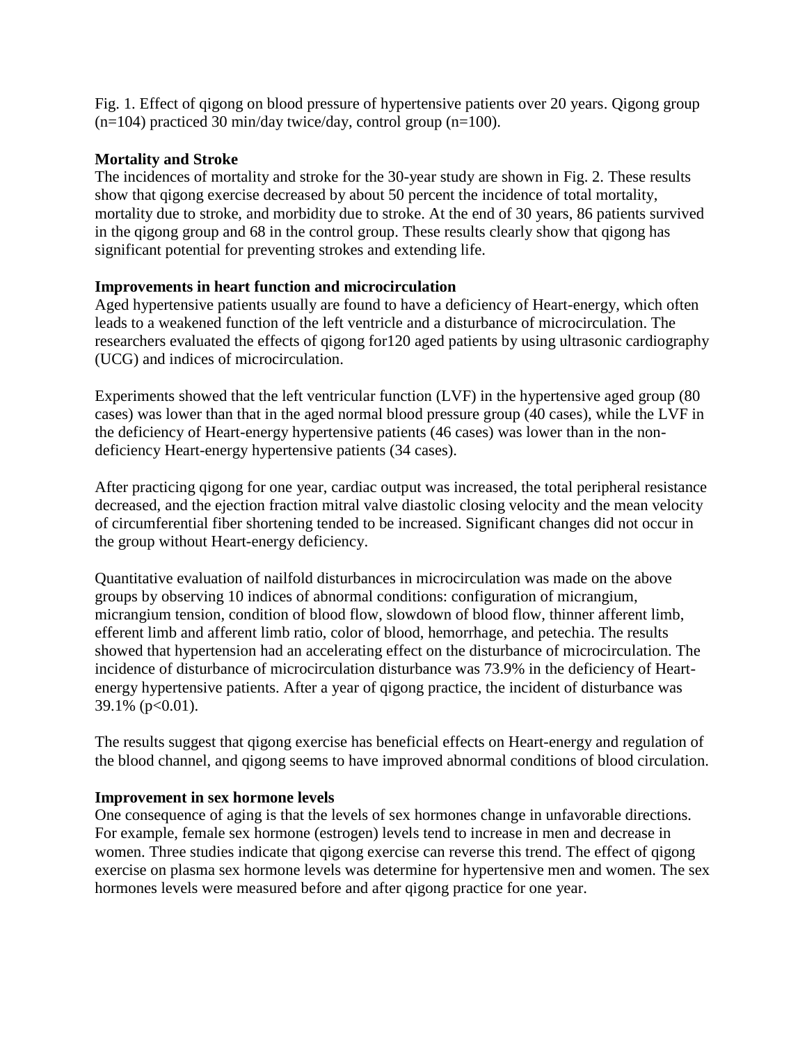Fig. 1. Effect of qigong on blood pressure of hypertensive patients over 20 years. Qigong group (n=104) practiced 30 min/day twice/day, control group (n=100).

**Mortality and Stroke**

The incidences of mortality and stroke for the 30-year study are shown in Fig. 2. These results show that qigong exercise decreased by about 50 percent the incidence of total mortality, mortality due to stroke, and morbidity due to stroke. At the end of 30 years, 86 patients survived in the qigong group and 68 in the control group. These results clearly show that qigong has significant potential for preventing strokes and extending life.

**Improvements in heart function and microcirculation**

Aged hypertensive patients usually are found to have a deficiency of Heart-energy, which often leads to a weakened function of the left ventricle and a disturbance of microcirculation. The researchers evaluated the effects of qigong for120 aged patients by using ultrasonic cardiography (UCG) and indices of microcirculation.

Experiments showed that the left ventricular function (LVF) in the hypertensive aged group (80 cases) was lower than that in the aged normal blood pressure group (40 cases), while the LVF in the deficiency of Heart-energy hypertensive patients (46 cases) was lower than in the non-deficiency Heart-energy hypertensive patients (34 cases).

After practicing qigong for one year, cardiac output was increased, the total peripheral resistance decreased, and the ejection fraction mitral valve diastolic closing velocity and the mean velocity of circumferential fiber shortening tended to be increased. Significant changes did not occur in the group without Heart-energy deficiency.

Quantitative evaluation of nailfold disturbances in microcirculation was made on the above groups by observing 10 indices of abnormal conditions: configuration of micrangium, micrangium tension, condition of blood flow, slowdown of blood flow, thinner afferent limb, efferent limb and afferent limb ratio, color of blood, hemorrhage, and petechia. The results showed that hypertension had an accelerating effect on the disturbance of microcirculation. The incidence of disturbance of microcirculation disturbance was 73.9% in the deficiency of Heart-energy hypertensive patients. After a year of qigong practice, the incident of disturbance was 39.1% ($p<0.01$).

The results suggest that qigong exercise has beneficial effects on Heart-energy and regulation of the blood channel, and qigong seems to have improved abnormal conditions of blood circulation.

**Improvement in sex hormone levels**

One consequence of aging is that the levels of sex hormones change in unfavorable directions. For example, female sex hormone (estrogen) levels tend to increase in men and decrease in women. Three studies indicate that qigong exercise can reverse this trend. The effect of qigong exercise on plasma sex hormone levels was determine for hypertensive men and women. The sex hormones levels were measured before and after qigong practice for one year.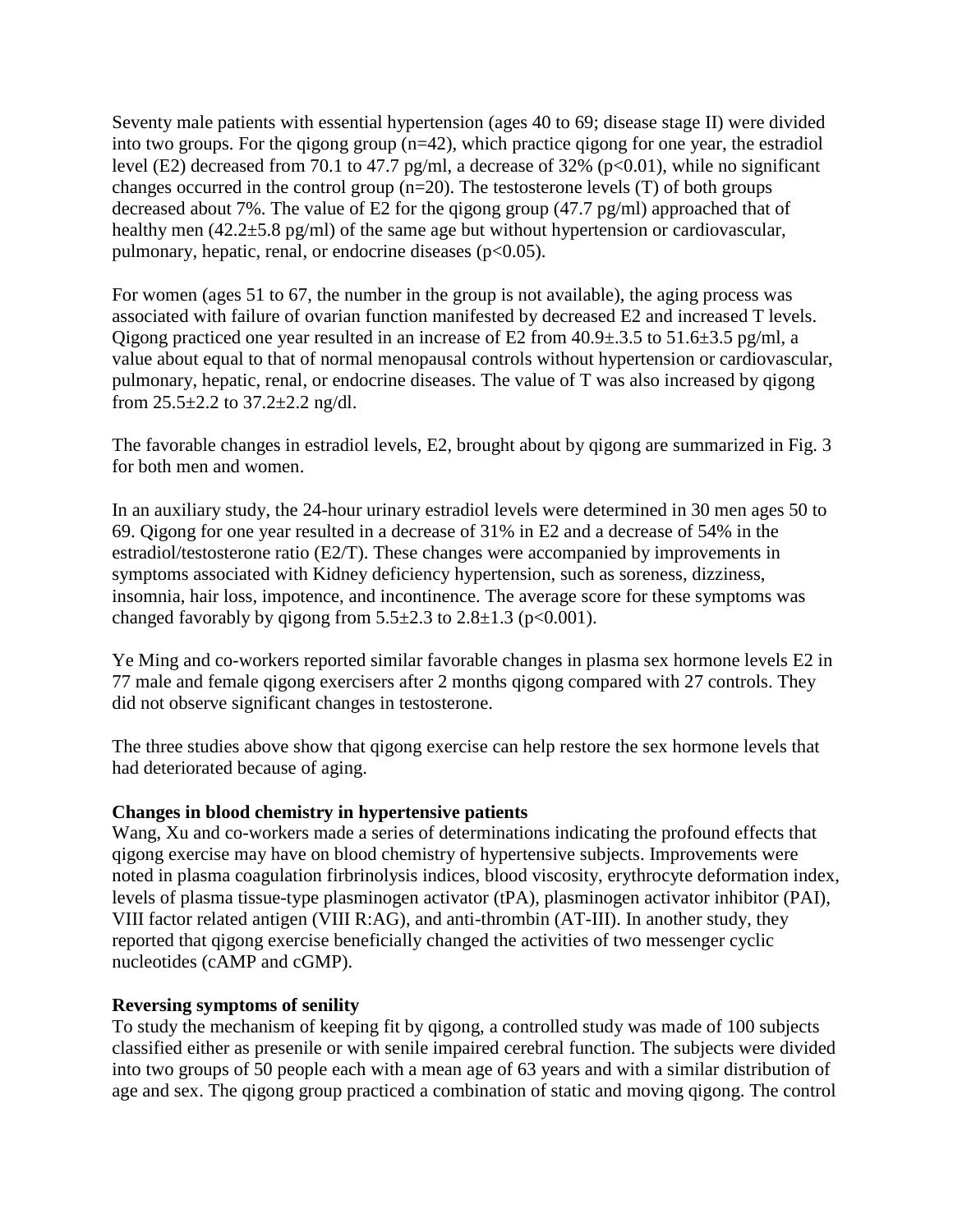Seventy male patients with essential hypertension (ages 40 to 69; disease stage II) were divided into two groups. For the qigong group (n=42), which practice qigong for one year, the estradiol level (E2) decreased from 70.1 to 47.7 pg/ml, a decrease of 32% ($p<0.01$), while no significant changes occurred in the control group (n=20). The testosterone levels (T) of both groups decreased about 7%. The value of E2 for the qigong group (47.7 pg/ml) approached that of healthy men (42.2±5.8 pg/ml) of the same age but without hypertension or cardiovascular, pulmonary, hepatic, renal, or endocrine diseases ($p<0.05$).

For women (ages 51 to 67, the number in the group is not available), the aging process was associated with failure of ovarian function manifested by decreased E2 and increased T levels. Qigong practiced one year resulted in an increase of E2 from 40.9±.3.5 to 51.6±3.5 pg/ml, a value about equal to that of normal menopausal controls without hypertension or cardiovascular, pulmonary, hepatic, renal, or endocrine diseases. The value of T was also increased by qigong from 25.5±2.2 to 37.2±2.2 ng/dl.

The favorable changes in estradiol levels, E2, brought about by qigong are summarized in Fig. 3 for both men and women.

In an auxiliary study, the 24-hour urinary estradiol levels were determined in 30 men ages 50 to 69. Qigong for one year resulted in a decrease of 31% in E2 and a decrease of 54% in the estradiol/testosterone ratio (E2/T). These changes were accompanied by improvements in symptoms associated with Kidney deficiency hypertension, such as soreness, dizziness, insomnia, hair loss, impotence, and incontinence. The average score for these symptoms was changed favorably by qigong from 5.5±2.3 to 2.8±1.3 ($p<0.001$).

Ye Ming and co-workers reported similar favorable changes in plasma sex hormone levels E2 in 77 male and female qigong exercisers after 2 months qigong compared with 27 controls. They did not observe significant changes in testosterone.

The three studies above show that qigong exercise can help restore the sex hormone levels that had deteriorated because of aging.

**Changes in blood chemistry in hypertensive patients**

Wang, Xu and co-workers made a series of determinations indicating the profound effects that qigong exercise may have on blood chemistry of hypertensive subjects. Improvements were noted in plasma coagulation firbrinolysis indices, blood viscosity, erythrocyte deformation index, levels of plasma tissue-type plasminogen activator (tPA), plasminogen activator inhibitor (PAI), VIII factor related antigen (VIII R:AG), and anti-thrombin (AT-III). In another study, they reported that qigong exercise beneficially changed the activities of two messenger cyclic nucleotides (cAMP and cGMP).

**Reversing symptoms of senility**

To study the mechanism of keeping fit by qigong, a controlled study was made of 100 subjects classified either as presenile or with senile impaired cerebral function. The subjects were divided into two groups of 50 people each with a mean age of 63 years and with a similar distribution of age and sex. The qigong group practiced a combination of static and moving qigong. The control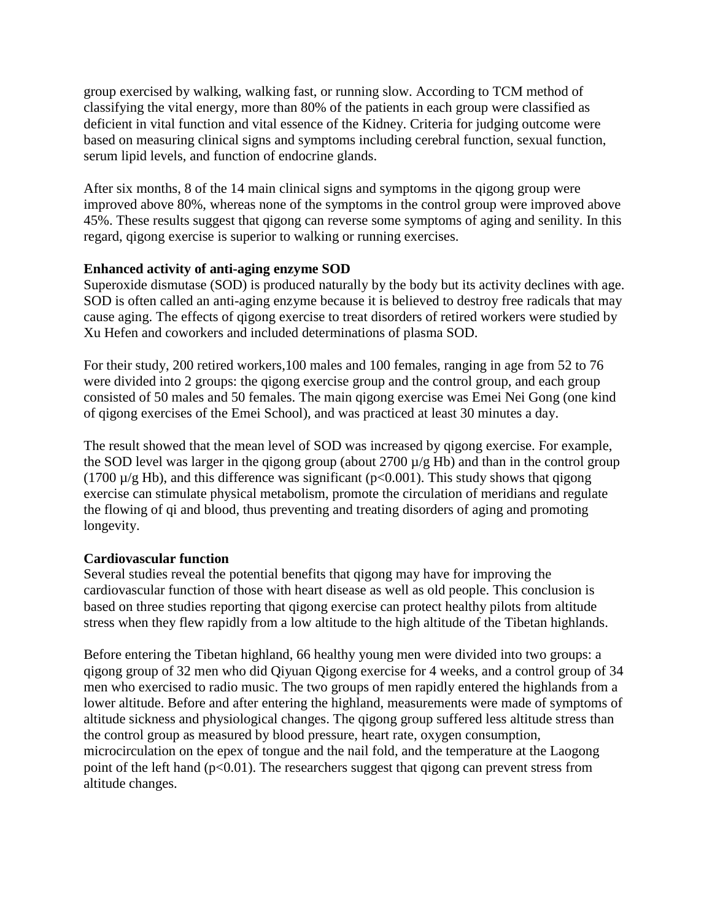group exercised by walking, walking fast, or running slow. According to TCM method of classifying the vital energy, more than 80% of the patients in each group were classified as deficient in vital function and vital essence of the Kidney. Criteria for judging outcome were based on measuring clinical signs and symptoms including cerebral function, sexual function, serum lipid levels, and function of endocrine glands.

After six months, 8 of the 14 main clinical signs and symptoms in the qigong group were improved above 80%, whereas none of the symptoms in the control group were improved above 45%. These results suggest that qigong can reverse some symptoms of aging and senility. In this regard, qigong exercise is superior to walking or running exercises.

**Enhanced activity of anti-aging enzyme SOD**

Superoxide dismutase (SOD) is produced naturally by the body but its activity declines with age. SOD is often called an anti-aging enzyme because it is believed to destroy free radicals that may cause aging. The effects of qigong exercise to treat disorders of retired workers were studied by Xu Hefen and coworkers and included determinations of plasma SOD.

For their study, 200 retired workers,100 males and 100 females, ranging in age from 52 to 76 were divided into 2 groups: the qigong exercise group and the control group, and each group consisted of 50 males and 50 females. The main qigong exercise was Emei Nei Gong (one kind of qigong exercises of the Emei School), and was practiced at least 30 minutes a day.

The result showed that the mean level of SOD was increased by qigong exercise. For example, the SOD level was larger in the qigong group (about 2700 µ/g Hb) and than in the control group (1700 µ/g Hb), and this difference was significant ($p<0.001$). This study shows that qigong exercise can stimulate physical metabolism, promote the circulation of meridians and regulate the flowing of qi and blood, thus preventing and treating disorders of aging and promoting longevity.

**Cardiovascular function**

Several studies reveal the potential benefits that qigong may have for improving the cardiovascular function of those with heart disease as well as old people. This conclusion is based on three studies reporting that qigong exercise can protect healthy pilots from altitude stress when they flew rapidly from a low altitude to the high altitude of the Tibetan highlands.

Before entering the Tibetan highland, 66 healthy young men were divided into two groups: a qigong group of 32 men who did Qiyuan Qigong exercise for 4 weeks, and a control group of 34 men who exercised to radio music. The two groups of men rapidly entered the highlands from a lower altitude. Before and after entering the highland, measurements were made of symptoms of altitude sickness and physiological changes. The qigong group suffered less altitude stress than the control group as measured by blood pressure, heart rate, oxygen consumption, microcirculation on the epex of tongue and the nail fold, and the temperature at the Laogong point of the left hand ($p<0.01$). The researchers suggest that qigong can prevent stress from altitude changes.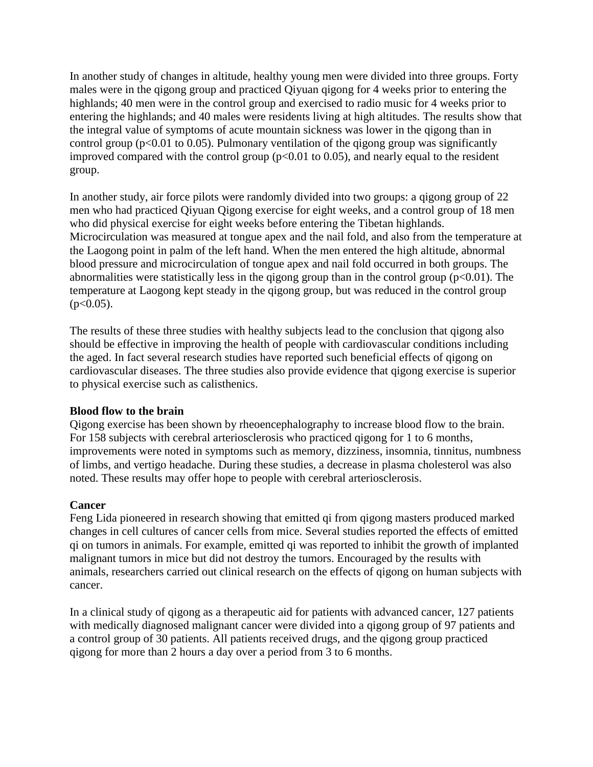In another study of changes in altitude, healthy young men were divided into three groups. Forty males were in the qigong group and practiced Qiyuan qigong for 4 weeks prior to entering the highlands; 40 men were in the control group and exercised to radio music for 4 weeks prior to entering the highlands; and 40 males were residents living at high altitudes. The results show that the integral value of symptoms of acute mountain sickness was lower in the qigong than in control group ($p<0.01$ to $0.05$). Pulmonary ventilation of the qigong group was significantly improved compared with the control group ($p<0.01$ to $0.05$), and nearly equal to the resident group.

In another study, air force pilots were randomly divided into two groups: a qigong group of 22 men who had practiced Qiyuan Qigong exercise for eight weeks, and a control group of 18 men who did physical exercise for eight weeks before entering the Tibetan highlands. Microcirculation was measured at tongue apex and the nail fold, and also from the temperature at the Laogong point in palm of the left hand. When the men entered the high altitude, abnormal blood pressure and microcirculation of tongue apex and nail fold occurred in both groups. The abnormalities were statistically less in the qigong group than in the control group ($p<0.01$). The temperature at Laogong kept steady in the qigong group, but was reduced in the control group ($p<0.05$).

The results of these three studies with healthy subjects lead to the conclusion that qigong also should be effective in improving the health of people with cardiovascular conditions including the aged. In fact several research studies have reported such beneficial effects of qigong on cardiovascular diseases. The three studies also provide evidence that qigong exercise is superior to physical exercise such as calisthenics.

**Blood flow to the brain**

Qigong exercise has been shown by rheoencephalography to increase blood flow to the brain. For 158 subjects with cerebral arteriosclerosis who practiced qigong for 1 to 6 months, improvements were noted in symptoms such as memory, dizziness, insomnia, tinnitus, numbness of limbs, and vertigo headache. During these studies, a decrease in plasma cholesterol was also noted. These results may offer hope to people with cerebral arteriosclerosis.

**Cancer**

Feng Lida pioneered in research showing that emitted qi from qigong masters produced marked changes in cell cultures of cancer cells from mice. Several studies reported the effects of emitted qi on tumors in animals. For example, emitted qi was reported to inhibit the growth of implanted malignant tumors in mice but did not destroy the tumors. Encouraged by the results with animals, researchers carried out clinical research on the effects of qigong on human subjects with cancer.

In a clinical study of qigong as a therapeutic aid for patients with advanced cancer, 127 patients with medically diagnosed malignant cancer were divided into a qigong group of 97 patients and a control group of 30 patients. All patients received drugs, and the qigong group practiced qigong for more than 2 hours a day over a period from 3 to 6 months.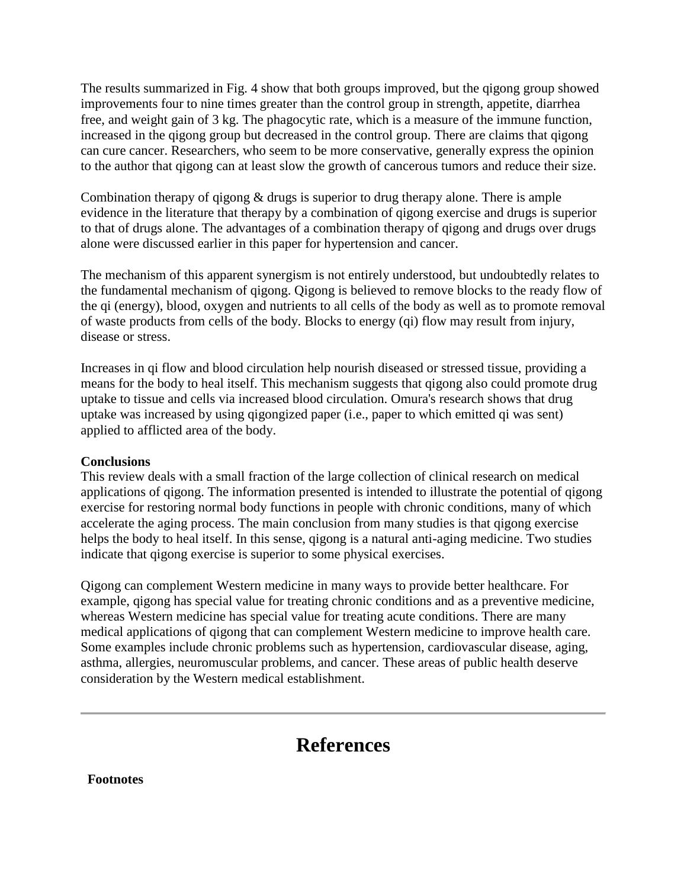The results summarized in Fig. 4 show that both groups improved, but the qigong group showed improvements four to nine times greater than the control group in strength, appetite, diarrhea free, and weight gain of 3 kg. The phagocytic rate, which is a measure of the immune function, increased in the qigong group but decreased in the control group. There are claims that qigong can cure cancer. Researchers, who seem to be more conservative, generally express the opinion to the author that qigong can at least slow the growth of cancerous tumors and reduce their size.

Combination therapy of qigong & drugs is superior to drug therapy alone. There is ample evidence in the literature that therapy by a combination of qigong exercise and drugs is superior to that of drugs alone. The advantages of a combination therapy of qigong and drugs over drugs alone were discussed earlier in this paper for hypertension and cancer.

The mechanism of this apparent synergism is not entirely understood, but undoubtedly relates to the fundamental mechanism of qigong. Qigong is believed to remove blocks to the ready flow of the qi (energy), blood, oxygen and nutrients to all cells of the body as well as to promote removal of waste products from cells of the body. Blocks to energy (qi) flow may result from injury, disease or stress.

Increases in qi flow and blood circulation help nourish diseased or stressed tissue, providing a means for the body to heal itself. This mechanism suggests that qigong also could promote drug uptake to tissue and cells via increased blood circulation. Omura's research shows that drug uptake was increased by using qigongized paper (i.e., paper to which emitted qi was sent) applied to afflicted area of the body.

**Conclusions**

This review deals with a small fraction of the large collection of clinical research on medical applications of qigong. The information presented is intended to illustrate the potential of qigong exercise for restoring normal body functions in people with chronic conditions, many of which accelerate the aging process. The main conclusion from many studies is that qigong exercise helps the body to heal itself. In this sense, qigong is a natural anti-aging medicine. Two studies indicate that qigong exercise is superior to some physical exercises.

Qigong can complement Western medicine in many ways to provide better healthcare. For example, qigong has special value for treating chronic conditions and as a preventive medicine, whereas Western medicine has special value for treating acute conditions. There are many medical applications of qigong that can complement Western medicine to improve health care. Some examples include chronic problems such as hypertension, cardiovascular disease, aging, asthma, allergies, neuromuscular problems, and cancer. These areas of public health deserve consideration by the Western medical establishment.

---

# References

**Footnotes**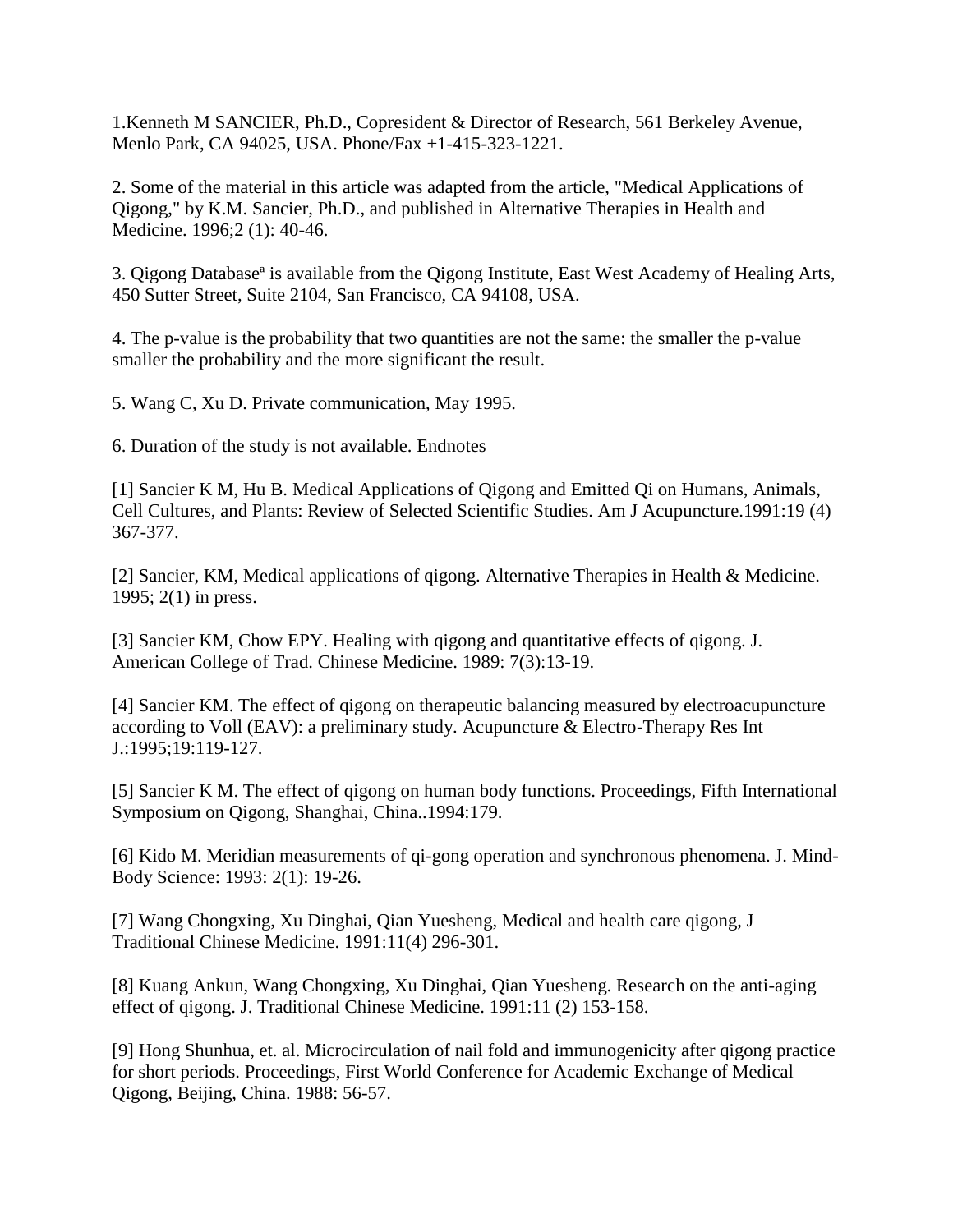1.Kenneth M SANCIER, Ph.D., Copresident & Director of Research, 561 Berkeley Avenue, Menlo Park, CA 94025, USA. Phone/Fax +1-415-323-1221.

2. Some of the material in this article was adapted from the article, "Medical Applications of Qigong," by K.M. Sancier, Ph.D., and published in Alternative Therapies in Health and Medicine. 1996;2 (1): 40-46.

3. Qigong Database[a] is available from the Qigong Institute, East West Academy of Healing Arts, 450 Sutter Street, Suite 2104, San Francisco, CA 94108, USA.

4. The p-value is the probability that two quantities are not the same: the smaller the p-value smaller the probability and the more significant the result.

5. Wang C, Xu D. Private communication, May 1995.

6. Duration of the study is not available. Endnotes

[1] Sancier K M, Hu B. Medical Applications of Qigong and Emitted Qi on Humans, Animals, Cell Cultures, and Plants: Review of Selected Scientific Studies. Am J Acupuncture.1991:19 (4) 367-377.

[2] Sancier, KM, Medical applications of qigong. Alternative Therapies in Health & Medicine. 1995; 2(1) in press.

[3] Sancier KM, Chow EPY. Healing with qigong and quantitative effects of qigong. J. American College of Trad. Chinese Medicine. 1989: 7(3):13-19.

[4] Sancier KM. The effect of qigong on therapeutic balancing measured by electroacupuncture according to Voll (EAV): a preliminary study. Acupuncture & Electro-Therapy Res Int J.:1995;19:119-127.

[5] Sancier K M. The effect of qigong on human body functions. Proceedings, Fifth International Symposium on Qigong, Shanghai, China..1994:179.

[6] Kido M. Meridian measurements of qi-gong operation and synchronous phenomena. J. Mind-Body Science: 1993: 2(1): 19-26.

[7] Wang Chongxing, Xu Dinghai, Qian Yuesheng, Medical and health care qigong, J Traditional Chinese Medicine. 1991:11(4) 296-301.

[8] Kuang Ankun, Wang Chongxing, Xu Dinghai, Qian Yuesheng. Research on the anti-aging effect of qigong. J. Traditional Chinese Medicine. 1991:11 (2) 153-158.

[9] Hong Shunhua, et. al. Microcirculation of nail fold and immunogenicity after qigong practice for short periods. Proceedings, First World Conference for Academic Exchange of Medical Qigong, Beijing, China. 1988: 56-57.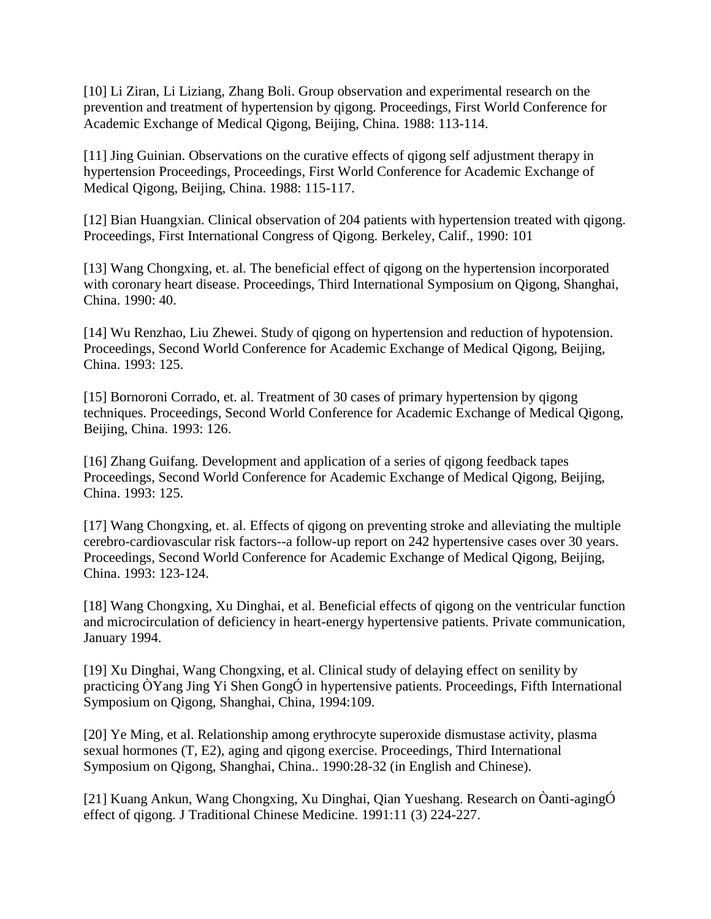[10] Li Ziran, Li Liziang, Zhang Boli. Group observation and experimental research on the prevention and treatment of hypertension by qigong. Proceedings, First World Conference for Academic Exchange of Medical Qigong, Beijing, China. 1988: 113-114.

[11] Jing Guinian. Observations on the curative effects of qigong self adjustment therapy in hypertension Proceedings, Proceedings, First World Conference for Academic Exchange of Medical Qigong, Beijing, China. 1988: 115-117.

[12] Bian Huangxian. Clinical observation of 204 patients with hypertension treated with qigong. Proceedings, First International Congress of Qigong. Berkeley, Calif., 1990: 101

[13] Wang Chongxing, et. al. The beneficial effect of qigong on the hypertension incorporated with coronary heart disease. Proceedings, Third International Symposium on Qigong, Shanghai, China. 1990: 40.

[14] Wu Renzhao, Liu Zhewei. Study of qigong on hypertension and reduction of hypotension. Proceedings, Second World Conference for Academic Exchange of Medical Qigong, Beijing, China. 1993: 125.

[15] Bornoroni Corrado, et. al. Treatment of 30 cases of primary hypertension by qigong techniques. Proceedings, Second World Conference for Academic Exchange of Medical Qigong, Beijing, China. 1993: 126.

[16] Zhang Guifang. Development and application of a series of qigong feedback tapes Proceedings, Second World Conference for Academic Exchange of Medical Qigong, Beijing, China. 1993: 125.

[17] Wang Chongxing, et. al. Effects of qigong on preventing stroke and alleviating the multiple cerebro-cardiovascular risk factors--a follow-up report on 242 hypertensive cases over 30 years. Proceedings, Second World Conference for Academic Exchange of Medical Qigong, Beijing, China. 1993: 123-124.

[18] Wang Chongxing, Xu Dinghai, et al. Beneficial effects of qigong on the ventricular function and microcirculation of deficiency in heart-energy hypertensive patients. Private communication, January 1994.

[19] Xu Dinghai, Wang Chongxing, et al. Clinical study of delaying effect on senility by practicing ÒYang Jing Yi Shen GongÓ in hypertensive patients. Proceedings, Fifth International Symposium on Qigong, Shanghai, China, 1994:109.

[20] Ye Ming, et al. Relationship among erythrocyte superoxide dismustase activity, plasma sexual hormones (T, E2), aging and qigong exercise. Proceedings, Third International Symposium on Qigong, Shanghai, China.. 1990:28-32 (in English and Chinese).

[21] Kuang Ankun, Wang Chongxing, Xu Dinghai, Qian Yueshang. Research on Òanti-agingÓ effect of qigong. J Traditional Chinese Medicine. 1991:11 (3) 224-227.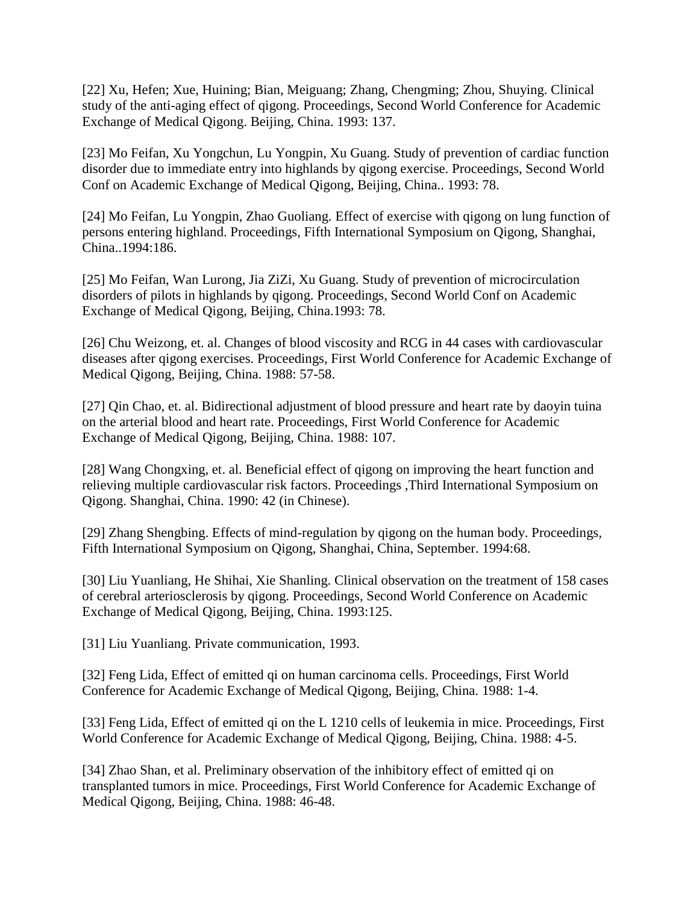[22] Xu, Hefen; Xue, Huining; Bian, Meiguang; Zhang, Chengming; Zhou, Shuying. Clinical study of the anti-aging effect of qigong. Proceedings, Second World Conference for Academic Exchange of Medical Qigong. Beijing, China. 1993: 137.

[23] Mo Feifan, Xu Yongchun, Lu Yongpin, Xu Guang. Study of prevention of cardiac function disorder due to immediate entry into highlands by qigong exercise. Proceedings, Second World Conf on Academic Exchange of Medical Qigong, Beijing, China.. 1993: 78.

[24] Mo Feifan, Lu Yongpin, Zhao Guoliang. Effect of exercise with qigong on lung function of persons entering highland. Proceedings, Fifth International Symposium on Qigong, Shanghai, China..1994:186.

[25] Mo Feifan, Wan Lurong, Jia ZiZi, Xu Guang. Study of prevention of microcirculation disorders of pilots in highlands by qigong. Proceedings, Second World Conf on Academic Exchange of Medical Qigong, Beijing, China.1993: 78.

[26] Chu Weizong, et. al. Changes of blood viscosity and RCG in 44 cases with cardiovascular diseases after qigong exercises. Proceedings, First World Conference for Academic Exchange of Medical Qigong, Beijing, China. 1988: 57-58.

[27] Qin Chao, et. al. Bidirectional adjustment of blood pressure and heart rate by daoyin tuina on the arterial blood and heart rate. Proceedings, First World Conference for Academic Exchange of Medical Qigong, Beijing, China. 1988: 107.

[28] Wang Chongxing, et. al. Beneficial effect of qigong on improving the heart function and relieving multiple cardiovascular risk factors. Proceedings ,Third International Symposium on Qigong. Shanghai, China. 1990: 42 (in Chinese).

[29] Zhang Shengbing. Effects of mind-regulation by qigong on the human body. Proceedings, Fifth International Symposium on Qigong, Shanghai, China, September. 1994:68.

[30] Liu Yuanliang, He Shihai, Xie Shanling. Clinical observation on the treatment of 158 cases of cerebral arteriosclerosis by qigong. Proceedings, Second World Conference on Academic Exchange of Medical Qigong, Beijing, China. 1993:125.

[31] Liu Yuanliang. Private communication, 1993.

[32] Feng Lida, Effect of emitted qi on human carcinoma cells. Proceedings, First World Conference for Academic Exchange of Medical Qigong, Beijing, China. 1988: 1-4.

[33] Feng Lida, Effect of emitted qi on the L 1210 cells of leukemia in mice. Proceedings, First World Conference for Academic Exchange of Medical Qigong, Beijing, China. 1988: 4-5.

[34] Zhao Shan, et al. Preliminary observation of the inhibitory effect of emitted qi on transplanted tumors in mice. Proceedings, First World Conference for Academic Exchange of Medical Qigong, Beijing, China. 1988: 46-48.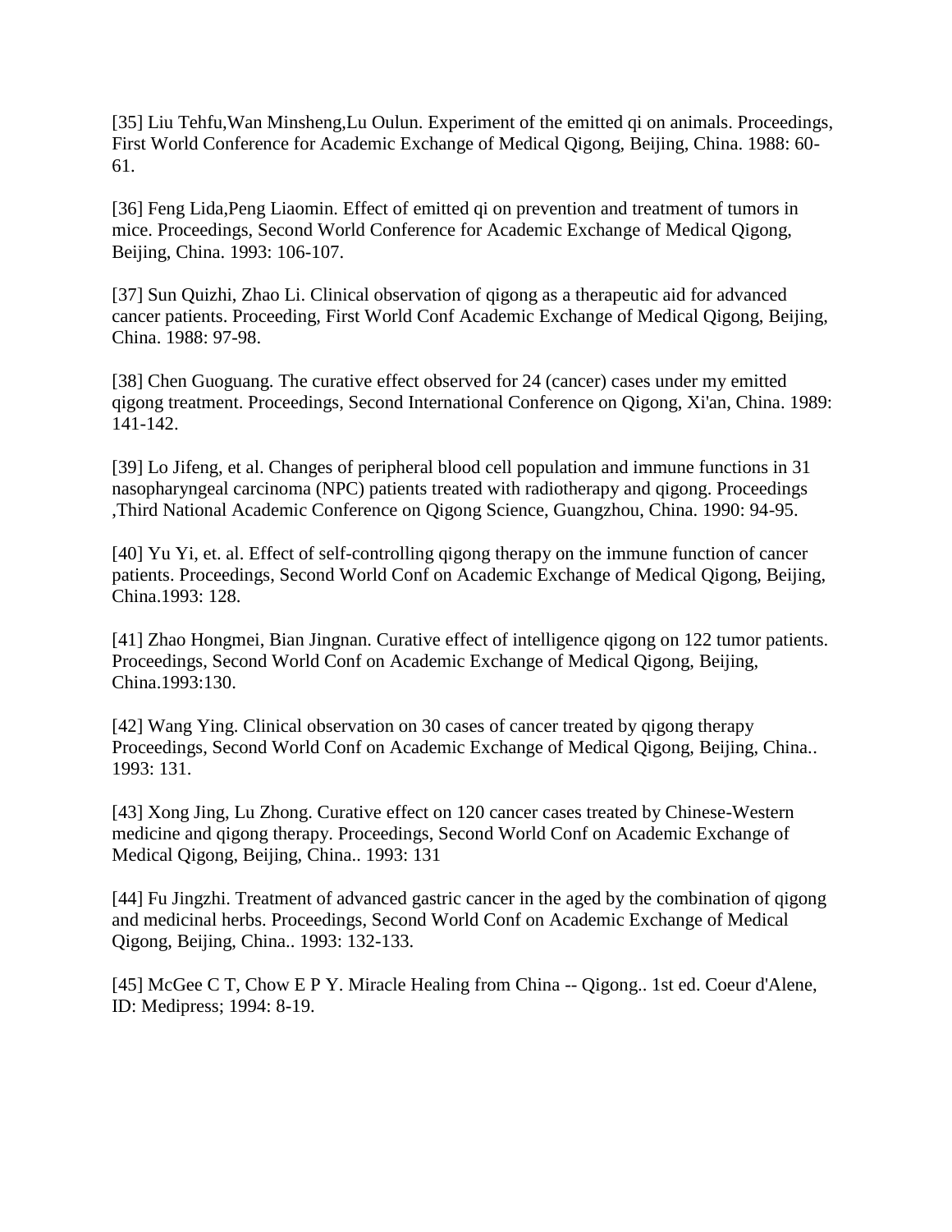[35] Liu Tehfu,Wan Minsheng,Lu Oulun. Experiment of the emitted qi on animals. Proceedings, First World Conference for Academic Exchange of Medical Qigong, Beijing, China. 1988: 60-61.

[36] Feng Lida,Peng Liaomin. Effect of emitted qi on prevention and treatment of tumors in mice. Proceedings, Second World Conference for Academic Exchange of Medical Qigong, Beijing, China. 1993: 106-107.

[37] Sun Quizhi, Zhao Li. Clinical observation of qigong as a therapeutic aid for advanced cancer patients. Proceeding, First World Conf Academic Exchange of Medical Qigong, Beijing, China. 1988: 97-98.

[38] Chen Guoguang. The curative effect observed for 24 (cancer) cases under my emitted qigong treatment. Proceedings, Second International Conference on Qigong, Xi'an, China. 1989: 141-142.

[39] Lo Jifeng, et al. Changes of peripheral blood cell population and immune functions in 31 nasopharyngeal carcinoma (NPC) patients treated with radiotherapy and qigong. Proceedings ,Third National Academic Conference on Qigong Science, Guangzhou, China. 1990: 94-95.

[40] Yu Yi, et. al. Effect of self-controlling qigong therapy on the immune function of cancer patients. Proceedings, Second World Conf on Academic Exchange of Medical Qigong, Beijing, China.1993: 128.

[41] Zhao Hongmei, Bian Jingnan. Curative effect of intelligence qigong on 122 tumor patients. Proceedings, Second World Conf on Academic Exchange of Medical Qigong, Beijing, China.1993:130.

[42] Wang Ying. Clinical observation on 30 cases of cancer treated by qigong therapy Proceedings, Second World Conf on Academic Exchange of Medical Qigong, Beijing, China.. 1993: 131.

[43] Xong Jing, Lu Zhong. Curative effect on 120 cancer cases treated by Chinese-Western medicine and qigong therapy. Proceedings, Second World Conf on Academic Exchange of Medical Qigong, Beijing, China.. 1993: 131

[44] Fu Jingzhi. Treatment of advanced gastric cancer in the aged by the combination of qigong and medicinal herbs. Proceedings, Second World Conf on Academic Exchange of Medical Qigong, Beijing, China.. 1993: 132-133.

[45] McGee C T, Chow E P Y. Miracle Healing from China -- Qigong.. 1st ed. Coeur d'Alene, ID: Medipress; 1994: 8-19.